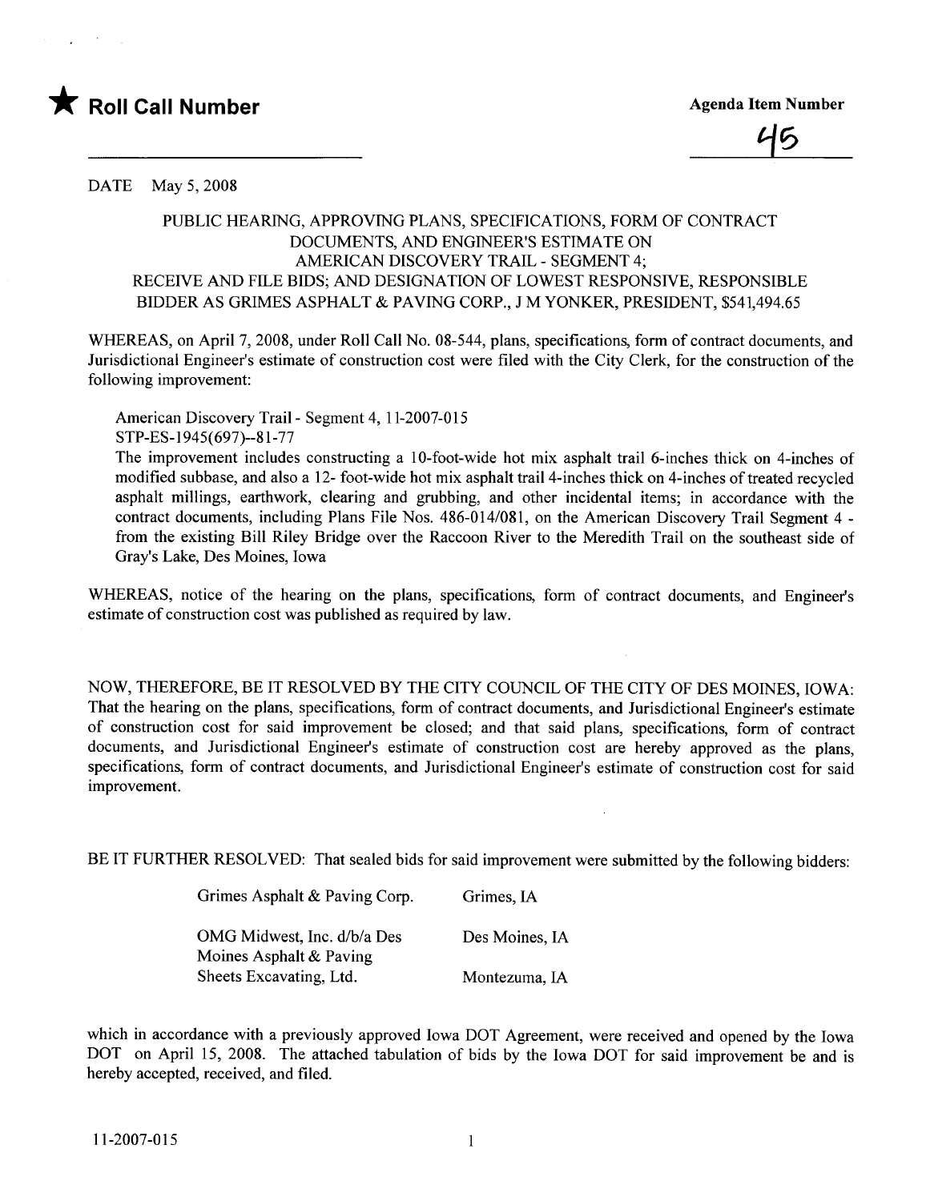★ **Roll Call Number**

**Agenda Item Number**

45

DATE May 5, 2008

PUBLIC HEARING, APPROVING PLANS, SPECIFICATIONS, FORM OF CONTRACT DOCUMENTS, AND ENGINEER'S ESTIMATE ON AMERICAN DISCOVERY TRAIL - SEGMENT 4; RECEIVE AND FILE BIDS; AND DESIGNATION OF LOWEST RESPONSIVE, RESPONSIBLE BIDDER AS GRIMES ASPHALT & PAVING CORP., J M YONKER, PRESIDENT, $541,494.65

WHEREAS, on April 7, 2008, under Roll Call No. 08-544, plans, specifications, form of contract documents, and Jurisdictional Engineer's estimate of construction cost were filed with the City Clerk, for the construction of the following improvement:

American Discovery Trail - Segment 4, 11-2007-015
STP-ES-1945(697)--81-77
The improvement includes constructing a 10-foot-wide hot mix asphalt trail 6-inches thick on 4-inches of modified subbase, and also a 12- foot-wide hot mix asphalt trail 4-inches thick on 4-inches of treated recycled asphalt millings, earthwork, clearing and grubbing, and other incidental items; in accordance with the contract documents, including Plans File Nos. 486-014/081, on the American Discovery Trail Segment 4 - from the existing Bill Riley Bridge over the Raccoon River to the Meredith Trail on the southeast side of Gray's Lake, Des Moines, Iowa

WHEREAS, notice of the hearing on the plans, specifications, form of contract documents, and Engineer's estimate of construction cost was published as required by law.

NOW, THEREFORE, BE IT RESOLVED BY THE CITY COUNCIL OF THE CITY OF DES MOINES, IOWA: That the hearing on the plans, specifications, form of contract documents, and Jurisdictional Engineer's estimate of construction cost for said improvement be closed; and that said plans, specifications, form of contract documents, and Jurisdictional Engineer's estimate of construction cost are hereby approved as the plans, specifications, form of contract documents, and Jurisdictional Engineer's estimate of construction cost for said improvement.

BE IT FURTHER RESOLVED: That sealed bids for said improvement were submitted by the following bidders:

| | |
|---|---|
| Grimes Asphalt & Paving Corp. | Grimes, IA |
| OMG Midwest, Inc. d/b/a Des Moines Asphalt & Paving | Des Moines, IA |
| Sheets Excavating, Ltd. | Montezuma, IA |

which in accordance with a previously approved Iowa DOT Agreement, were received and opened by the Iowa DOT on April 15, 2008. The attached tabulation of bids by the Iowa DOT for said improvement be and is hereby accepted, received, and filed.

11-2007-015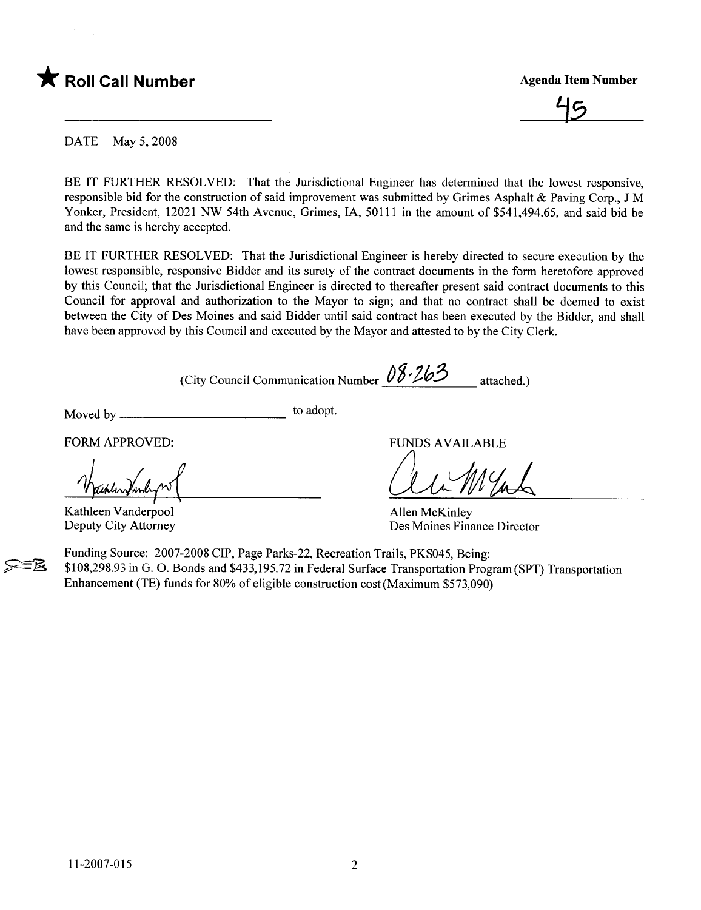★ **Roll Call Number**

**Agenda Item Number**

45

DATE May 5, 2008

BE IT FURTHER RESOLVED: That the Jurisdictional Engineer has determined that the lowest responsive, responsible bid for the construction of said improvement was submitted by Grimes Asphalt & Paving Corp., J M Yonker, President, 12021 NW 54th Avenue, Grimes, IA, 50111 in the amount of $541,494.65, and said bid be and the same is hereby accepted.

BE IT FURTHER RESOLVED: That the Jurisdictional Engineer is hereby directed to secure execution by the lowest responsible, responsive Bidder and its surety of the contract documents in the form heretofore approved by this Council; that the Jurisdictional Engineer is directed to thereafter present said contract documents to this Council for approval and authorization to the Mayor to sign; and that no contract shall be deemed to exist between the City of Des Moines and said Bidder until said contract has been executed by the Bidder, and shall have been approved by this Council and executed by the Mayor and attested to by the City Clerk.

(City Council Communication Number 08-263 attached.)

Moved by ________________________ to adopt.

FORM APPROVED:

Kathleen Vanderpool
Deputy City Attorney

FUNDS AVAILABLE

Allen McKinley
Des Moines Finance Director

Funding Source: 2007-2008 CIP, Page Parks-22, Recreation Trails, PKS045, Being:
$108,298.93 in G. O. Bonds and $433,195.72 in Federal Surface Transportation Program (SPT) Transportation Enhancement (TE) funds for 80% of eligible construction cost (Maximum $573,090)

11-2007-015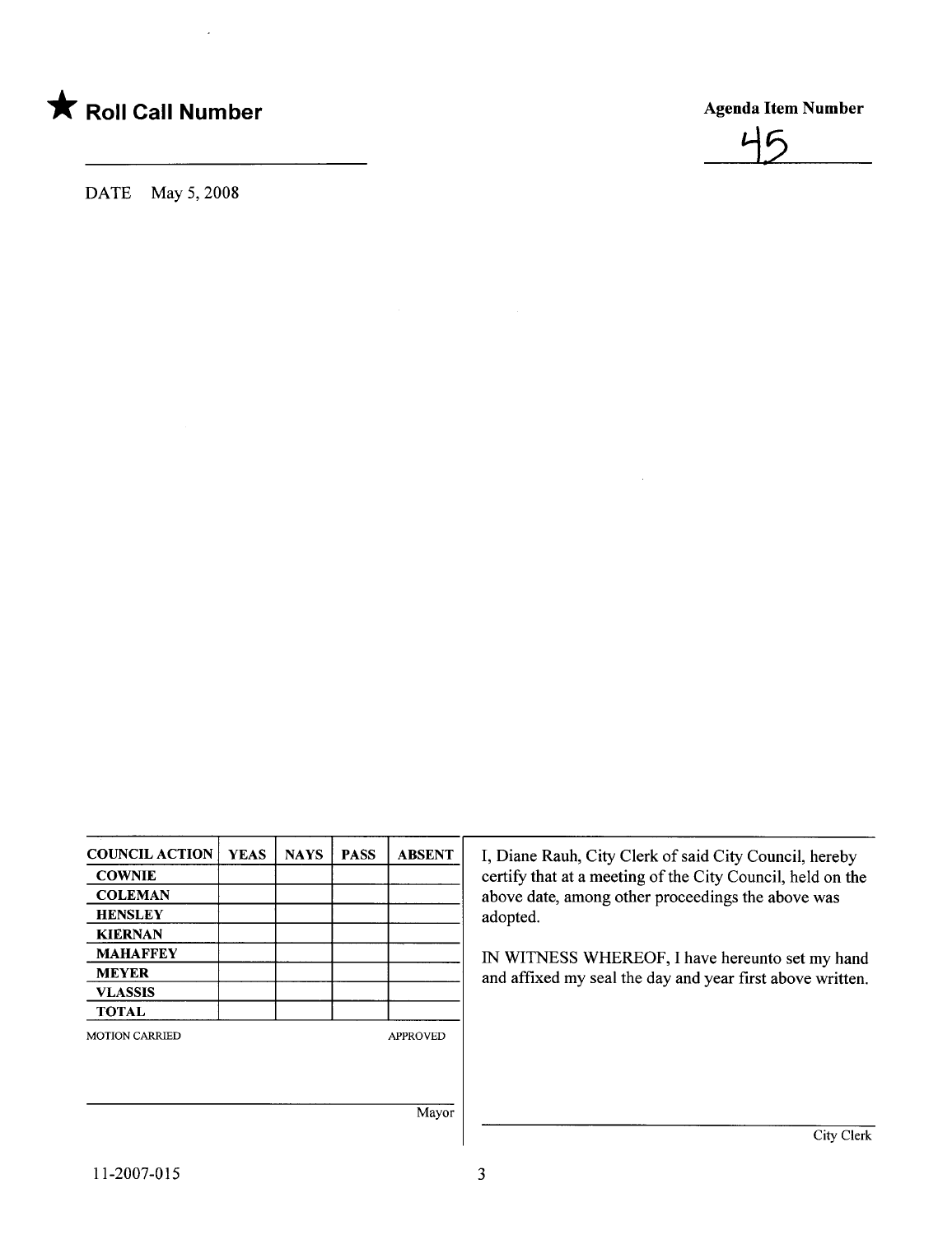★ **Roll Call Number**

**Agenda Item Number**

45

DATE May 5, 2008

| COUNCIL ACTION | YEAS | NAYS | PASS | ABSENT |
|---|---|---|---|---|
| COWNIE | | | | |
| COLEMAN | | | | |
| HENSLEY | | | | |
| KIERNAN | | | | |
| MAHAFFEY | | | | |
| MEYER | | | | |
| VLASSIS | | | | |
| TOTAL | | | | |

MOTION CARRIED APPROVED

Mayor

I, Diane Rauh, City Clerk of said City Council, hereby certify that at a meeting of the City Council, held on the above date, among other proceedings the above was adopted.

IN WITNESS WHEREOF, I have hereunto set my hand and affixed my seal the day and year first above written.

City Clerk

11-2007-015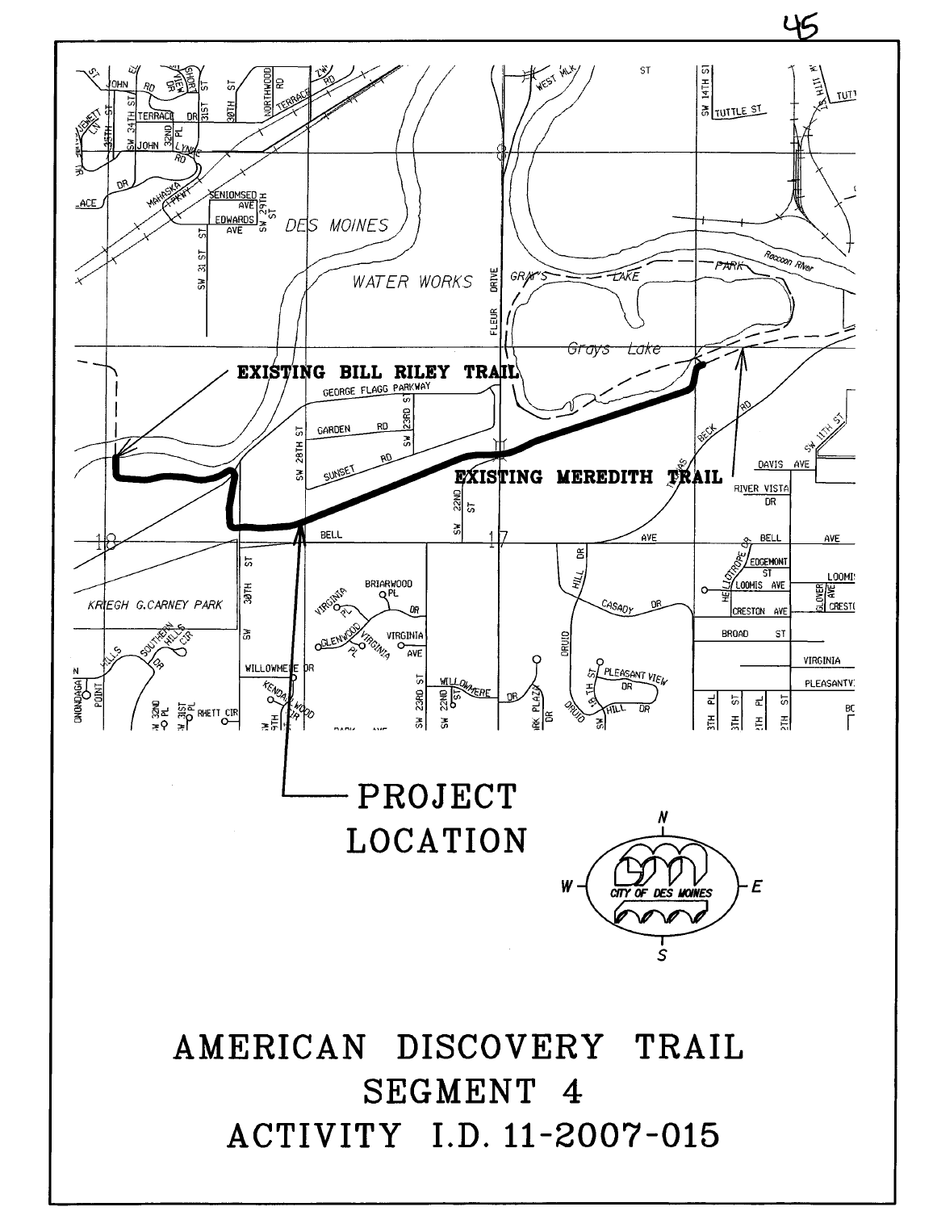EXISTING BILL RILEY TRAIL

EXISTING MEREDITH TRAIL

PROJECT LOCATION

# AMERICAN DISCOVERY TRAIL
## SEGMENT 4
## ACTIVITY I.D. 11-2007-015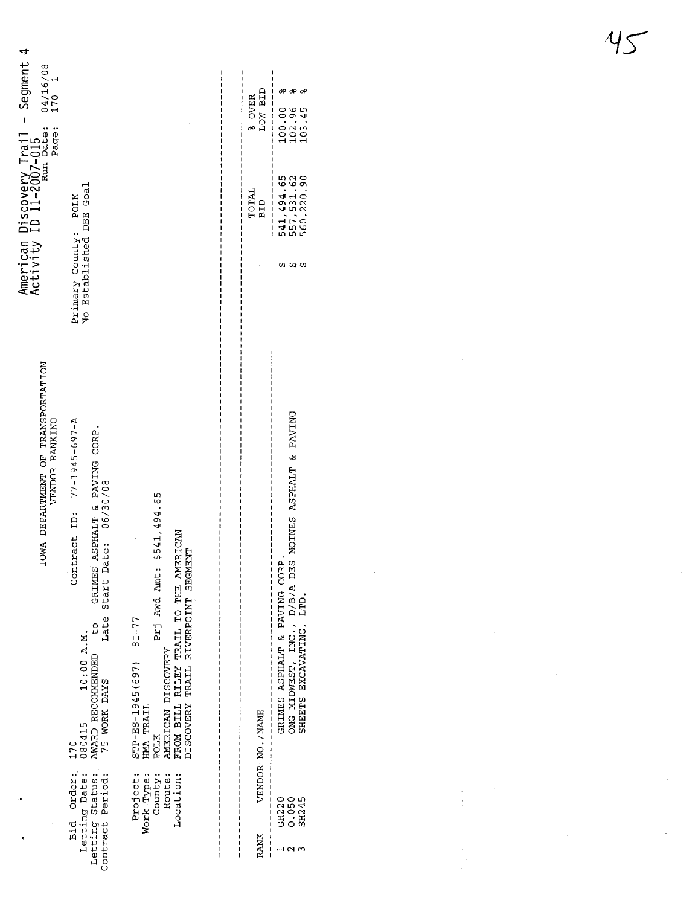American Discovery Trail - Segment 4
Activity ID 11-2007-015

# IOWA DEPARTMENT OF TRANSPORTATION
## VENDOR RANKING

Run Date: 04/16/08
Page: 170 1

Bid Order: 170
Letting Date: 080415 10:00 A.M.
Letting Status: AWARD RECOMMENDED to GRIMES ASPHALT & PAVING CORP.
Contract Period: 75 WORK DAYS Late Start Date: 06/30/08

Contract ID: 77-1945-697-A

Primary County: POLK
No Established DBE Goal

Project: STP-ES-1945(697)--8I-77
Work Type: HMA TRAIL
County: POLK
Route: AMERICAN DISCOVERY
Location: FROM BILL RILEY TRAIL TO THE AMERICAN DISCOVERY TRAIL RIVERPOINT SEGMENT

Prj Awd Amt: $541,494.65

| RANK | VENDOR NO./NAME | | TOTAL BID | % OVER LOW BID |
|---|---|---|---|---|
| 1 | GR220 | GRIMES ASPHALT & PAVING CORP. | $ 541,494.65 | 100.00 % |
| 2 | O.050 | OMG MIDWEST, INC., D/B/A DES MOINES ASPHALT & PAVING | $ 557,531.62 | 102.96 % |
| 3 | SH245 | SHEETS EXCAVATING, LTD. | $ 560,220.90 | 103.45 % |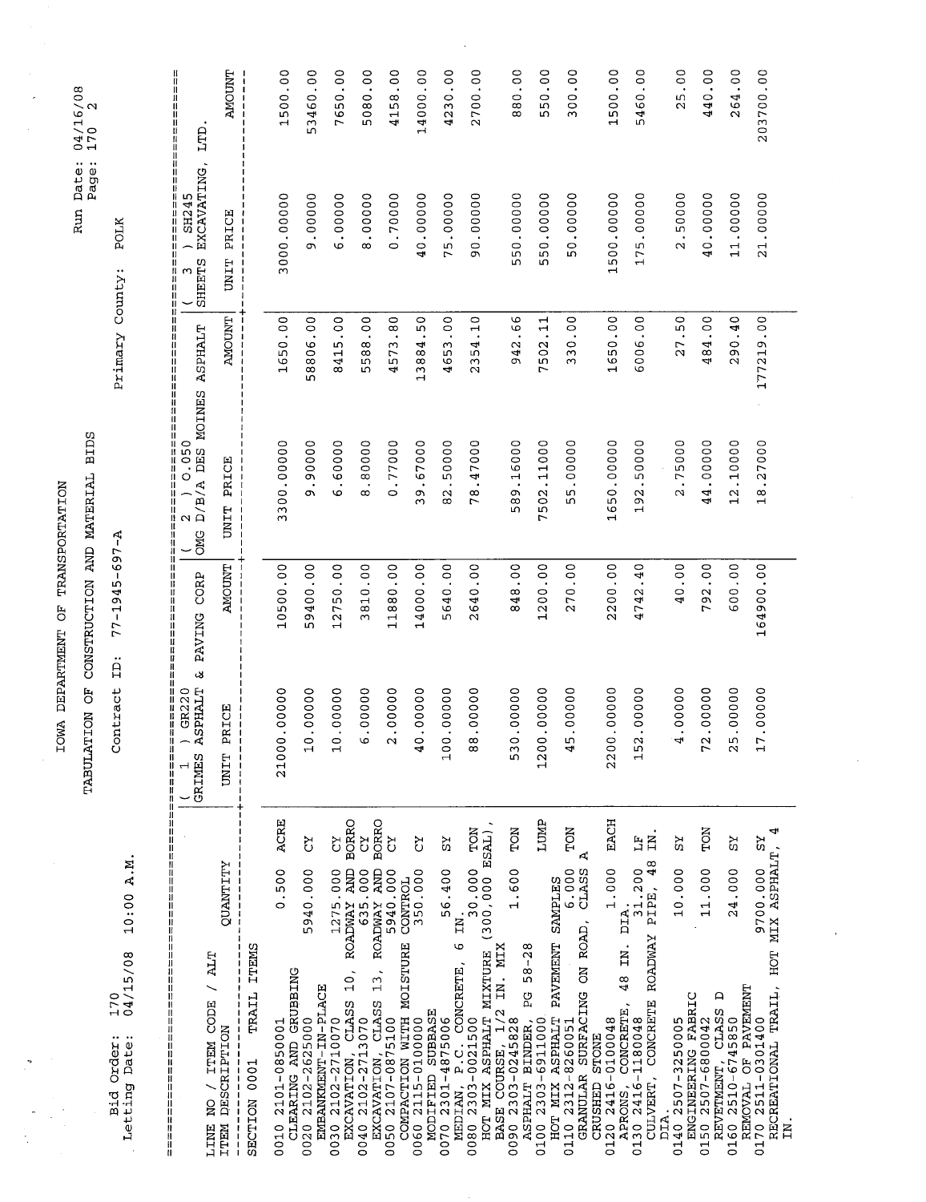IOWA DEPARTMENT OF TRANSPORTATION

TABULATION OF CONSTRUCTION AND MATERIAL BIDS

Bid Order: 170
Letting Date: 04/15/08 10:00 A.M.

Contract ID: 77-1945-697-A

Primary County: POLK

Run Date: 04/16/08
Page: 170 2

| LINE NO / ITEM CODE / ALT ITEM DESCRIPTION | QUANTITY | | ( 1 ) GR220 GRIMES ASPHALT & PAVING CORP UNIT PRICE | AMOUNT | ( 2 ) 0.050 OMG D/B/A DES MOINES ASPHALT UNIT PRICE | AMOUNT | ( 3 ) SH245 SHEETS EXCAVATING, LTD. UNIT PRICE | AMOUNT |
|---|---|---|---|---|---|---|---|---|
| SECTION 0001 TRAIL ITEMS | | | | | | | | |
| 0010 2101-0850001 CLEARING AND GRUBBING | 0.500 | ACRE | 21000.00000 | 10500.00 | 3300.00000 | 1650.00 | 3000.00000 | 1500.00 |
| 0020 2102-2625000 EMBANKMENT-IN-PLACE | 5940.000 | CY | 10.00000 | 59400.00 | 9.90000 | 58806.00 | 9.00000 | 53460.00 |
| 0030 2102-2710070 EXCAVATION, CLASS 10, ROADWAY AND BORRO | 1275.000 | CY | 10.00000 | 12750.00 | 6.60000 | 8415.00 | 6.00000 | 7650.00 |
| 0040 2102-2713070 EXCAVATION, CLASS 13, ROADWAY AND BORRO | 635.000 | CY | 6.00000 | 3810.00 | 8.80000 | 5588.00 | 8.00000 | 5080.00 |
| 0050 2107-0875100 COMPACTION WITH MOISTURE CONTROL | 5940.000 | CY | 2.00000 | 11880.00 | 0.77000 | 4573.80 | 0.70000 | 4158.00 |
| 0060 2115-0100000 MODIFIED SUBBASE | 350.000 | CY | 40.00000 | 14000.00 | 39.67000 | 13884.50 | 40.00000 | 14000.00 |
| 0070 2301-4875006 MEDIAN, P.C. CONCRETE, 6 IN. | 56.400 | SY | 100.00000 | 5640.00 | 82.50000 | 4653.00 | 75.00000 | 4230.00 |
| 0080 2303-0021500 HOT MIX ASPHALT MIXTURE (300,000 ESAL), BASE COURSE, 1/2 IN. MIX | 30.000 | TON | 88.00000 | 2640.00 | 78.47000 | 2354.10 | 90.00000 | 2700.00 |
| 0090 2303-0245828 ASPHALT BINDER, PG 58-28 | 1.600 | TON | 530.00000 | 848.00 | 589.16000 | 942.66 | 550.00000 | 880.00 |
| 0100 2303-6911000 HOT MIX ASPHALT PAVEMENT SAMPLES | | LUMP | 1200.00000 | 1200.00 | 7502.11000 | 7502.11 | 550.00000 | 550.00 |
| 0110 2312-8260051 GRANULAR SURFACING ON ROAD, CLASS A CRUSHED STONE | 6.000 | TON | 45.00000 | 270.00 | 55.00000 | 330.00 | 50.00000 | 300.00 |
| 0120 2416-0100048 APRONS, CONCRETE, 48 IN. DIA. | 1.000 | EACH | 2200.00000 | 2200.00 | 1650.00000 | 1650.00 | 1500.00000 | 1500.00 |
| 0130 2416-1180048 CULVERT, CONCRETE ROADWAY PIPE, 48 IN. DIA. | 31.200 | LF | 152.00000 | 4742.40 | 192.50000 | 6006.00 | 175.00000 | 5460.00 |
| 0140 2507-3250005 ENGINEERING FABRIC | 10.000 | SY | 4.00000 | 40.00 | 2.75000 | 27.50 | 2.50000 | 25.00 |
| 0150 2507-6800042 REVETMENT, CLASS D | 11.000 | TON | 72.00000 | 792.00 | 44.00000 | 484.00 | 40.00000 | 440.00 |
| 0160 2510-6745850 REMOVAL OF PAVEMENT | 24.000 | SY | 25.00000 | 600.00 | 12.10000 | 290.40 | 11.00000 | 264.00 |
| 0170 2511-0301400 RECREATIONAL TRAIL, HOT MIX ASPHALT, 4 IN. | 9700.000 | SY | 17.00000 | 164900.00 | 18.27000 | 177219.00 | 21.00000 | 203700.00 |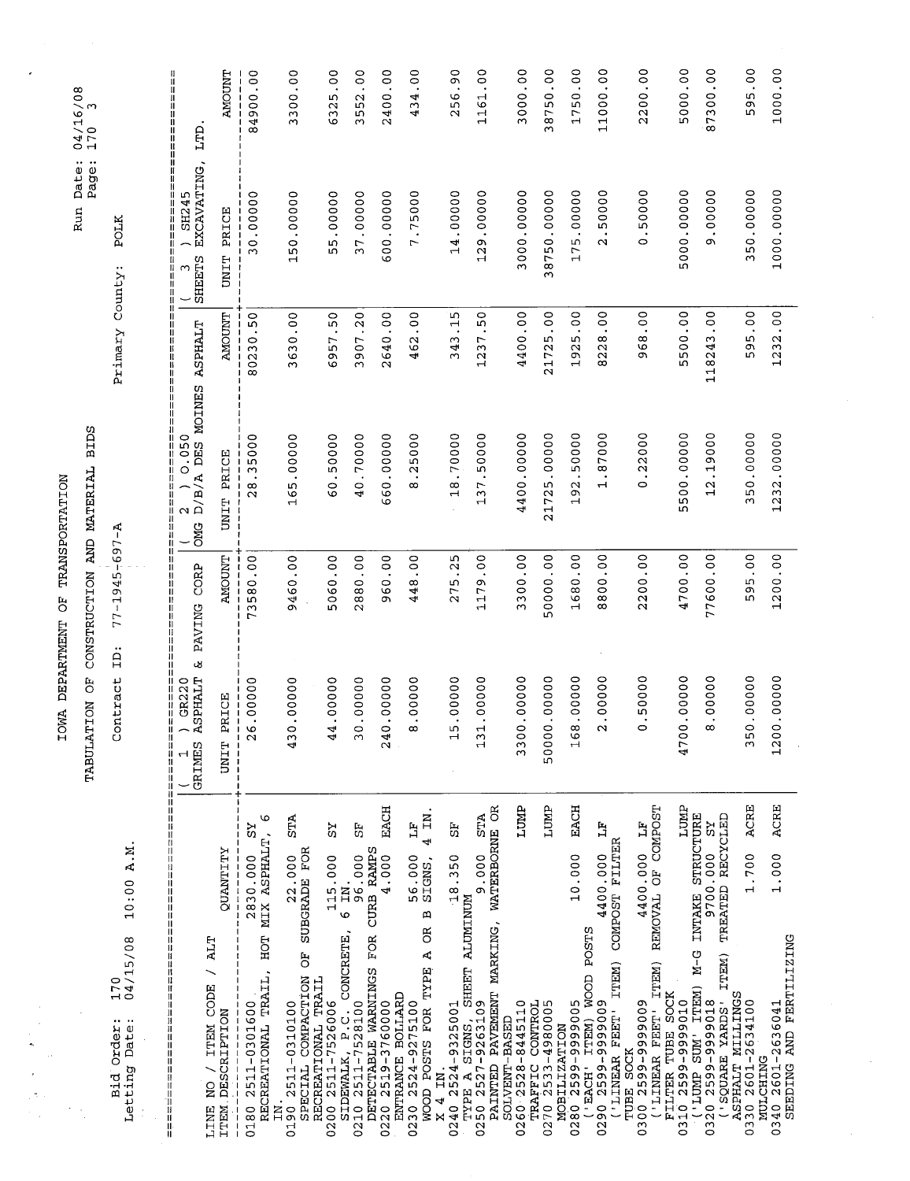IOWA DEPARTMENT OF TRANSPORTATION

TABULATION OF CONSTRUCTION AND MATERIAL BIDS

Bid Order: 170
Letting Date: 04/15/08 10:00 A.M.

Contract ID: 77-1945-697-A

Primary County: POLK

Run Date: 04/16/08
Page: 170 3

| LINE NO / ITEM CODE / ALT<br>ITEM DESCRIPTION | QUANTITY | | ( 1 ) GR220<br>GRIMES ASPHALT & PAVING CORP<br>UNIT PRICE | AMOUNT | ( 2 ) O.050<br>OMG D/B/A DES MOINES ASPHALT<br>UNIT PRICE | AMOUNT | ( 3 ) SH245<br>SHEETS EXCAVATING, LTD.<br>UNIT PRICE | AMOUNT |
|---|---|---|---|---|---|---|---|---|
| 0180 2511-0301600<br>RECREATIONAL TRAIL, HOT MIX ASPHALT, 6 IN. | 2830.000 | SY | 26.00000 | 73580.00 | 28.35000 | 80230.50 | 30.00000 | 84900.00 |
| 0190 2511-0310100<br>SPECIAL COMPACTION OF SUBGRADE FOR RECREATIONAL TRAIL | 22.000 | STA | 430.00000 | 9460.00 | 165.00000 | 3630.00 | 150.00000 | 3300.00 |
| 0200 2511-7526006<br>SIDEWALK, P.C. CONCRETE, 6 IN. | 115.000 | SY | 44.00000 | 5060.00 | 60.50000 | 6957.50 | 55.00000 | 6325.00 |
| 0210 2511-7528100<br>DETECTABLE WARNINGS FOR CURB RAMPS | 96.000 | SF | 30.00000 | 2880.00 | 40.70000 | 3907.20 | 37.00000 | 3552.00 |
| 0220 2519-3760000<br>ENTRANCE BOLLARD | 4.000 | EACH | 240.00000 | 960.00 | 660.00000 | 2640.00 | 600.00000 | 2400.00 |
| 0230 2524-9275100<br>WOOD POSTS FOR TYPE A OR B SIGNS, 4 IN. X 4 IN. | 56.000 | LF | 8.00000 | 448.00 | 8.25000 | 462.00 | 7.75000 | 434.00 |
| 0240 2524-9325001<br>TYPE A SIGNS, SHEET ALUMINUM | 18.350 | SF | 15.00000 | 275.25 | 18.70000 | 343.15 | 14.00000 | 256.90 |
| 0250 2527-9263109<br>PAINTED PAVEMENT MARKING, WATERBORNE OR SOLVENT-BASED | 9.000 | STA | 131.00000 | 1179.00 | 137.50000 | 1237.50 | 129.00000 | 1161.00 |
| 0260 2528-8445110<br>TRAFFIC CONTROL | | LUMP | 3300.00000 | 3300.00 | 4400.00000 | 4400.00 | 3000.00000 | 3000.00 |
| 0270 2533-4980005<br>MOBILIZATION | | LUMP | 50000.00000 | 50000.00 | 21725.00000 | 21725.00 | 38750.00000 | 38750.00 |
| 0280 2599-9999005<br>('EACH' ITEM) WOOD POSTS | 10.000 | EACH | 168.00000 | 1680.00 | 192.50000 | 1925.00 | 175.00000 | 1750.00 |
| 0290 2599-9999009<br>('LINEAR FEET' ITEM) COMPOST FILTER TUBE SOCK | 4400.000 | LF | 2.00000 | 8800.00 | 1.87000 | 8228.00 | 2.50000 | 11000.00 |
| 0300 2599-9999009<br>('LINEAR FEET' ITEM) REMOVAL OF COMPOST FILTER TUBE SOCK | 4400.000 | LF | 0.50000 | 2200.00 | 0.22000 | 968.00 | 0.50000 | 2200.00 |
| 0310 2599-9999010<br>('LUMP SUM' ITEM) M-G INTAKE STRUCTURE | | LUMP | 4700.00000 | 4700.00 | 5500.00000 | 5500.00 | 5000.00000 | 5000.00 |
| 0320 2599-9999018<br>('SQUARE YARDS' ITEM) TREATED RECYCLED ASPHALT MILLINGS | 9700.000 | SY | 8.00000 | 77600.00 | 12.19000 | 118243.00 | 9.00000 | 87300.00 |
| 0330 2601-2634100<br>MULCHING | 1.700 | ACRE | 350.00000 | 595.00 | 350.00000 | 595.00 | 350.00000 | 595.00 |
| 0340 2601-2636041<br>SEEDING AND FERTILIZING | 1.000 | ACRE | 1200.00000 | 1200.00 | 1232.00000 | 1232.00 | 1000.00000 | 1000.00 |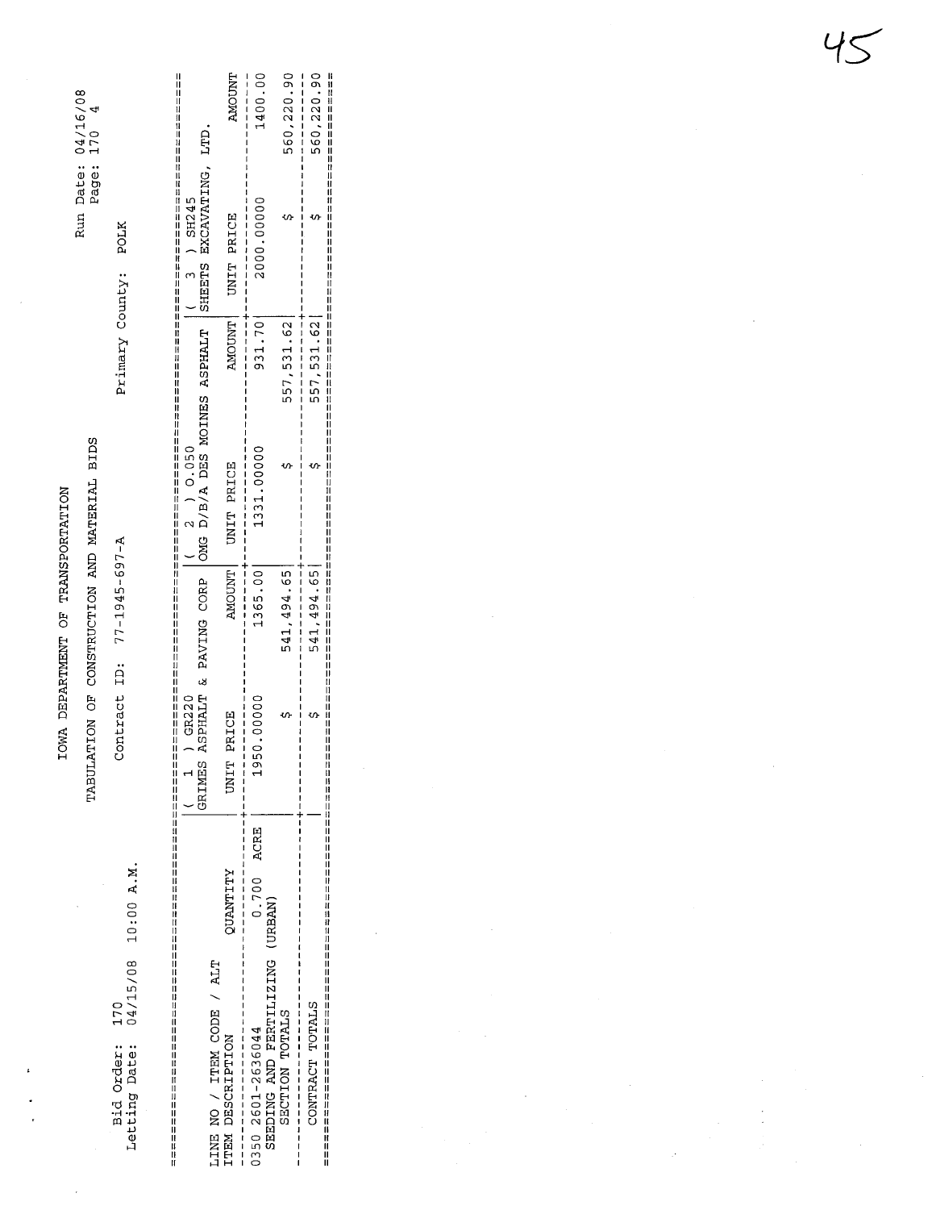# IOWA DEPARTMENT OF TRANSPORTATION

## TABULATION OF CONSTRUCTION AND MATERIAL BIDS

Bid Order: 170
Letting Date: 04/15/08 10:00 A.M.

Contract ID: 77-1945-697-A

Primary County: POLK

Run Date: 04/16/08
Page: 170 4

45

| LINE NO / ITEM CODE / ALT ITEM DESCRIPTION | QUANTITY | ( 1 ) GR220 GRIMES ASPHALT & PAVING CORP UNIT PRICE | AMOUNT | ( 2 ) O.050 OMG D/B/A DES MOINES ASPHALT UNIT PRICE | AMOUNT | ( 3 ) SH245 SHEETS EXCAVATING, LTD. UNIT PRICE | AMOUNT |
|---|---|---|---|---|---|---|---|
| 0350 2601-2636044 SEEDING AND FERTILIZING (URBAN) | 0.700 ACRE | 1950.00000 | 1365.00 | 1331.00000 | 931.70 | 2000.00000 | 1400.00 |
| SECTION TOTALS | | $ | 541,494.65 | $ | 557,531.62 | $ | 560,220.90 |
| CONTRACT TOTALS | | $ | 541,494.65 | $ | 557,531.62 | $ | 560,220.90 |